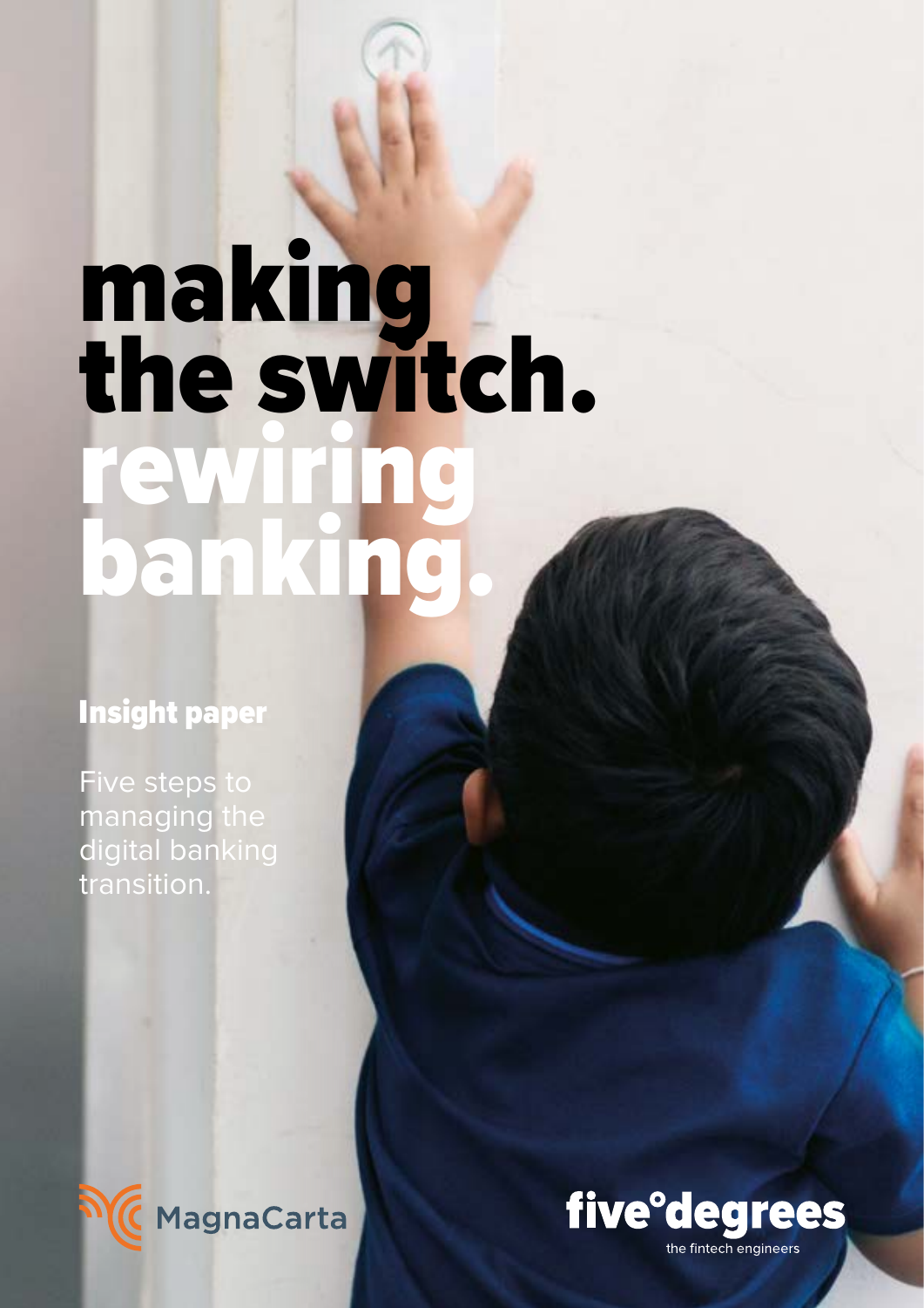# making the switch. rewiring banking.

## Insight paper

Five steps to managing the digital banking transition.

MagnaCarta

five°degrees

the fintech engineers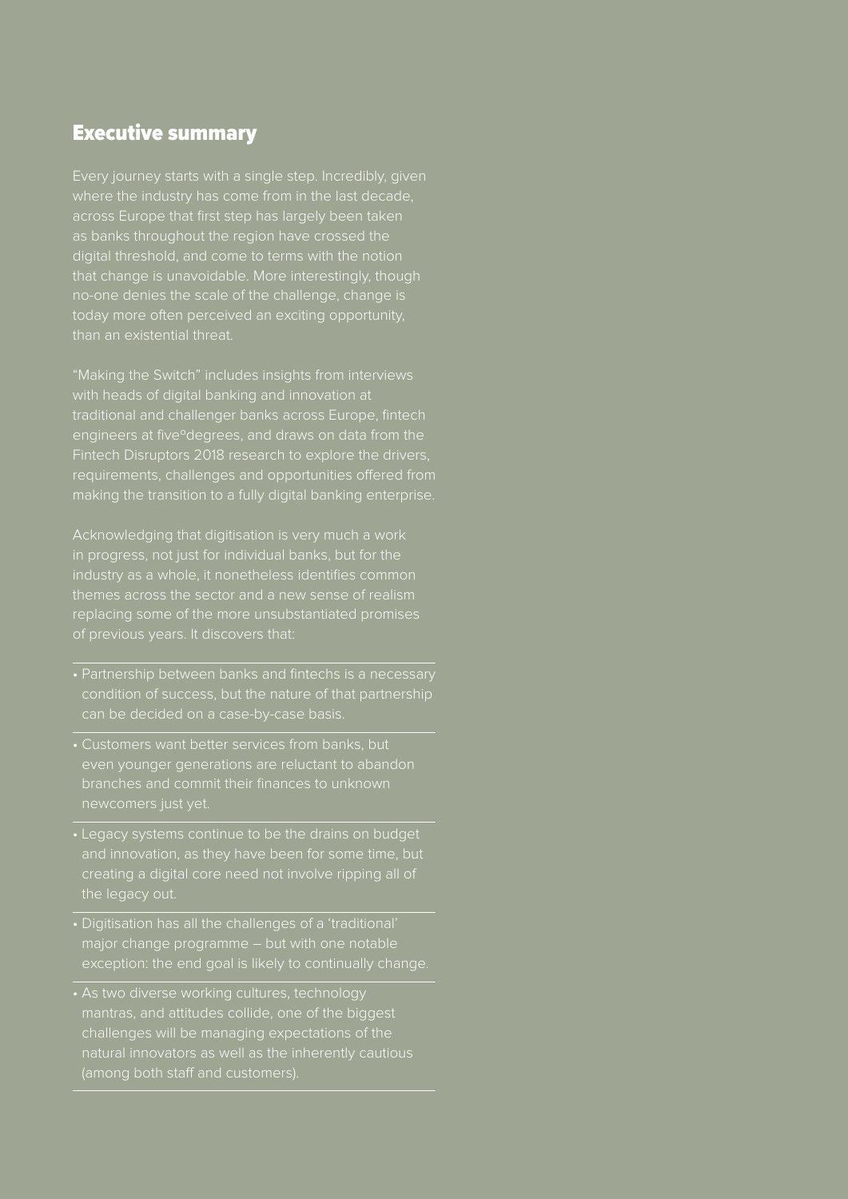## Executive summary

Every journey starts with a single step. Incredibly, given where the industry has come from in the last decade, across Europe that first step has largely been taken as banks throughout the region have crossed the digital threshold, and come to terms with the notion that change is unavoidable. More interestingly, though no-one denies the scale of the challenge, change is today more often perceived an exciting opportunity, than an existential threat.

"Making the Switch" includes insights from interviews with heads of digital banking and innovation at traditional and challenger banks across Europe, fintech engineers at five°degrees, and draws on data from the Fintech Disruptors 2018 research to explore the drivers, requirements, challenges and opportunities offered from making the transition to a fully digital banking enterprise.

Acknowledging that digitisation is very much a work in progress, not just for individual banks, but for the industry as a whole, it nonetheless identifies common themes across the sector and a new sense of realism replacing some of the more unsubstantiated promises of previous years. It discovers that:

- Partnership between banks and fintechs is a necessary condition of success, but the nature of that partnership can be decided on a case-by-case basis.
- Customers want better services from banks, but even younger generations are reluctant to abandon branches and commit their finances to unknown newcomers just yet.
- Legacy systems continue to be the drains on budget and innovation, as they have been for some time, but creating a digital core need not involve ripping all of the legacy out.
- Digitisation has all the challenges of a 'traditional' major change programme – but with one notable exception: the end goal is likely to continually change.
- As two diverse working cultures, technology mantras, and attitudes collide, one of the biggest challenges will be managing expectations of the natural innovators as well as the inherently cautious (among both staff and customers).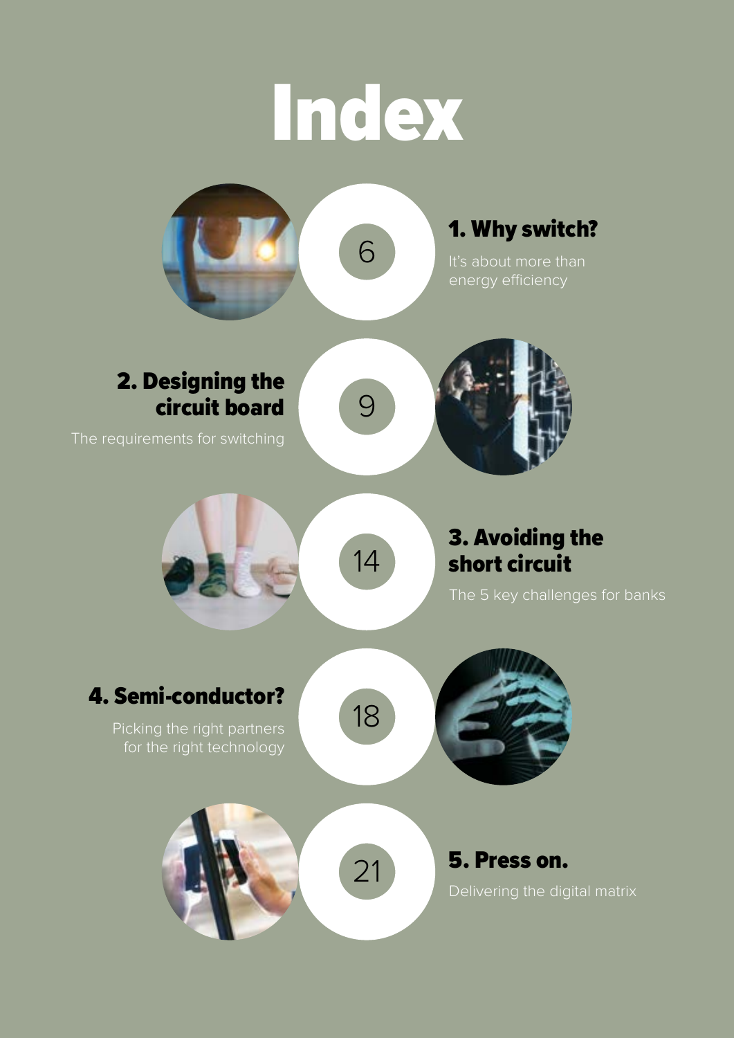# Index

## 1. Why switch?

It's about more than energy efficiency

6

## 2. Designing the circuit board

The requirements for switching

9

## 3. Avoiding the short circuit

The 5 key challenges for banks

14

## 4. Semi-conductor?

Picking the right partners for the right technology

18

## 5. Press on.

Delivering the digital matrix

21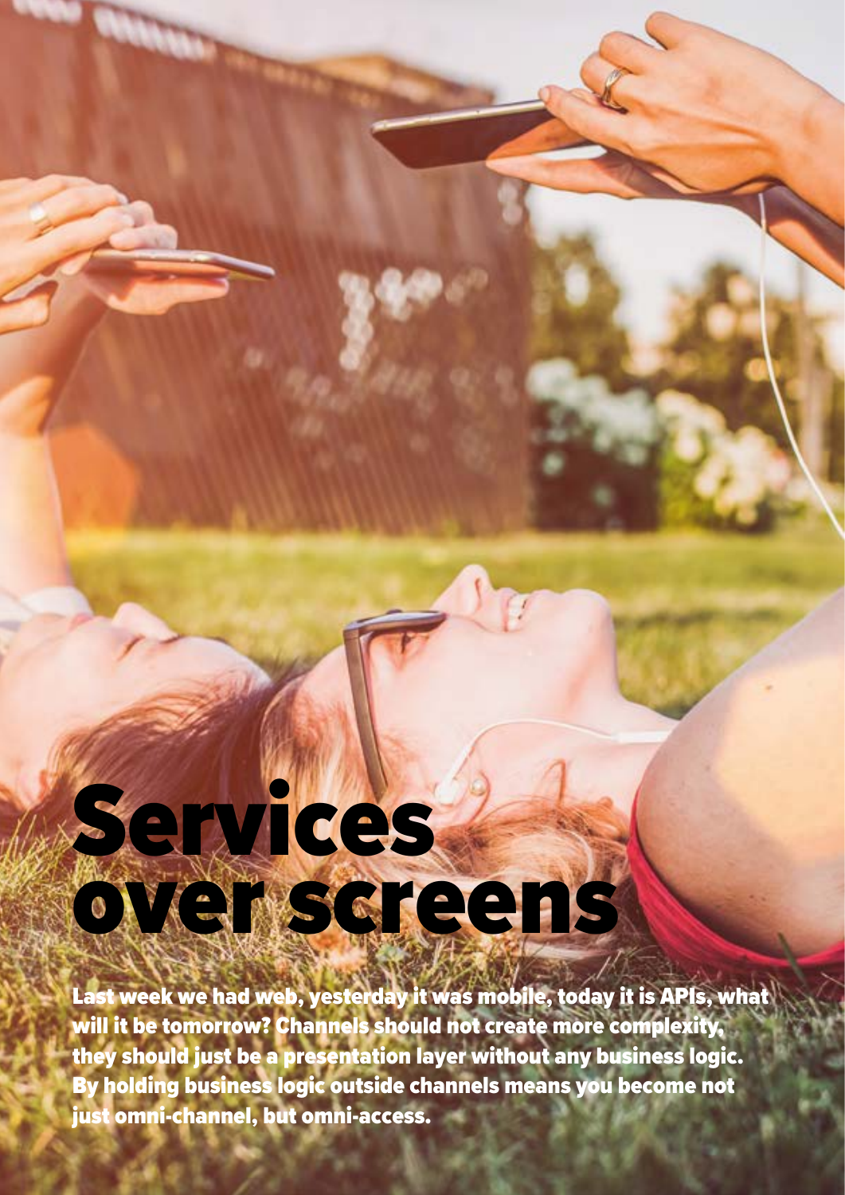# Services over screens

**Last week we had web, yesterday it was mobile, today it is APIs, what will it be tomorrow? Channels should not create more complexity, they should just be a presentation layer without any business logic. By holding business logic outside channels means you become not just omni-channel, but omni-access.**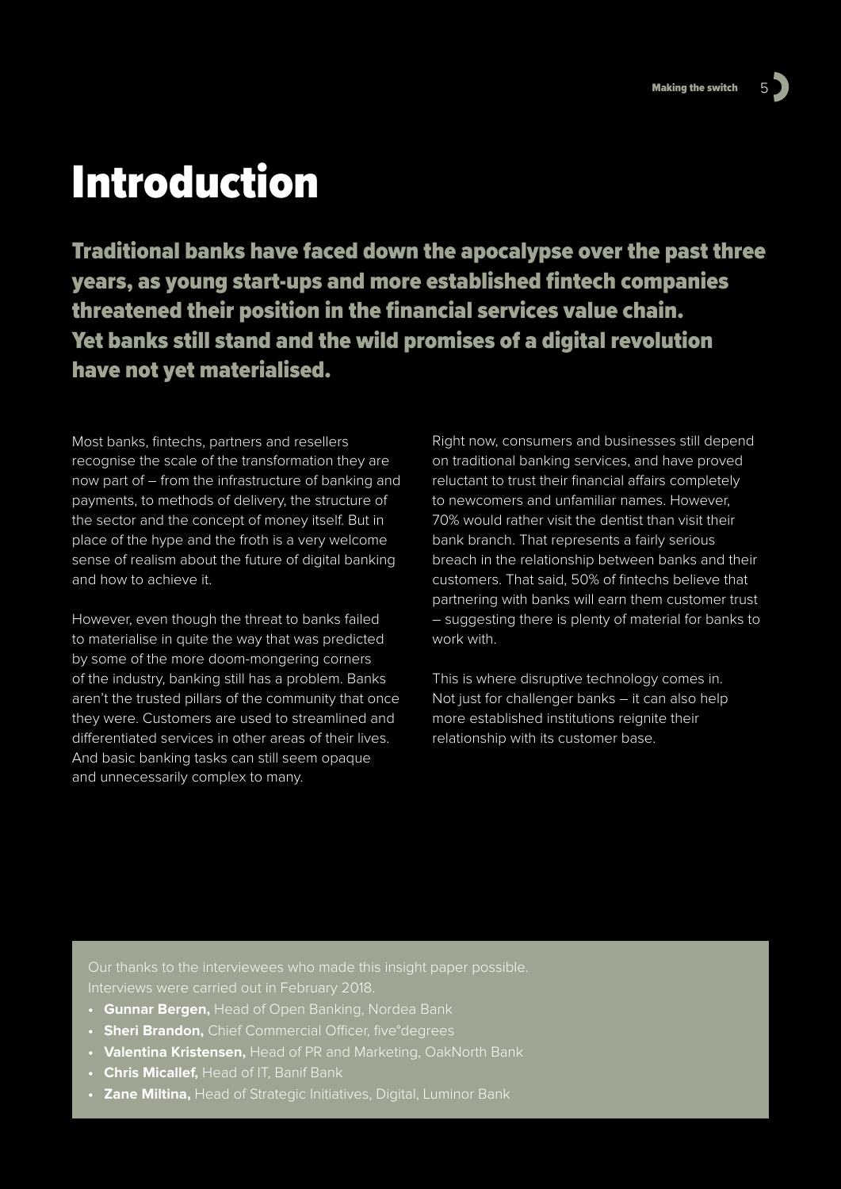# Introduction

**Traditional banks have faced down the apocalypse over the past three years, as young start-ups and more established fintech companies threatened their position in the financial services value chain. Yet banks still stand and the wild promises of a digital revolution have not yet materialised.**

Most banks, fintechs, partners and resellers recognise the scale of the transformation they are now part of – from the infrastructure of banking and payments, to methods of delivery, the structure of the sector and the concept of money itself. But in place of the hype and the froth is a very welcome sense of realism about the future of digital banking and how to achieve it.

However, even though the threat to banks failed to materialise in quite the way that was predicted by some of the more doom-mongering corners of the industry, banking still has a problem. Banks aren't the trusted pillars of the community that once they were. Customers are used to streamlined and differentiated services in other areas of their lives. And basic banking tasks can still seem opaque and unnecessarily complex to many.

Right now, consumers and businesses still depend on traditional banking services, and have proved reluctant to trust their financial affairs completely to newcomers and unfamiliar names. However, 70% would rather visit the dentist than visit their bank branch. That represents a fairly serious breach in the relationship between banks and their customers. That said, 50% of fintechs believe that partnering with banks will earn them customer trust – suggesting there is plenty of material for banks to work with.

This is where disruptive technology comes in. Not just for challenger banks – it can also help more established institutions reignite their relationship with its customer base.

Our thanks to the interviewees who made this insight paper possible. Interviews were carried out in February 2018.

- **Gunnar Bergen,** Head of Open Banking, Nordea Bank
- **Sheri Brandon,** Chief Commercial Officer, five°degrees
- **Valentina Kristensen,** Head of PR and Marketing, OakNorth Bank
- **Chris Micallef,** Head of IT, Banif Bank
- **Zane Miltina,** Head of Strategic Initiatives, Digital, Luminor Bank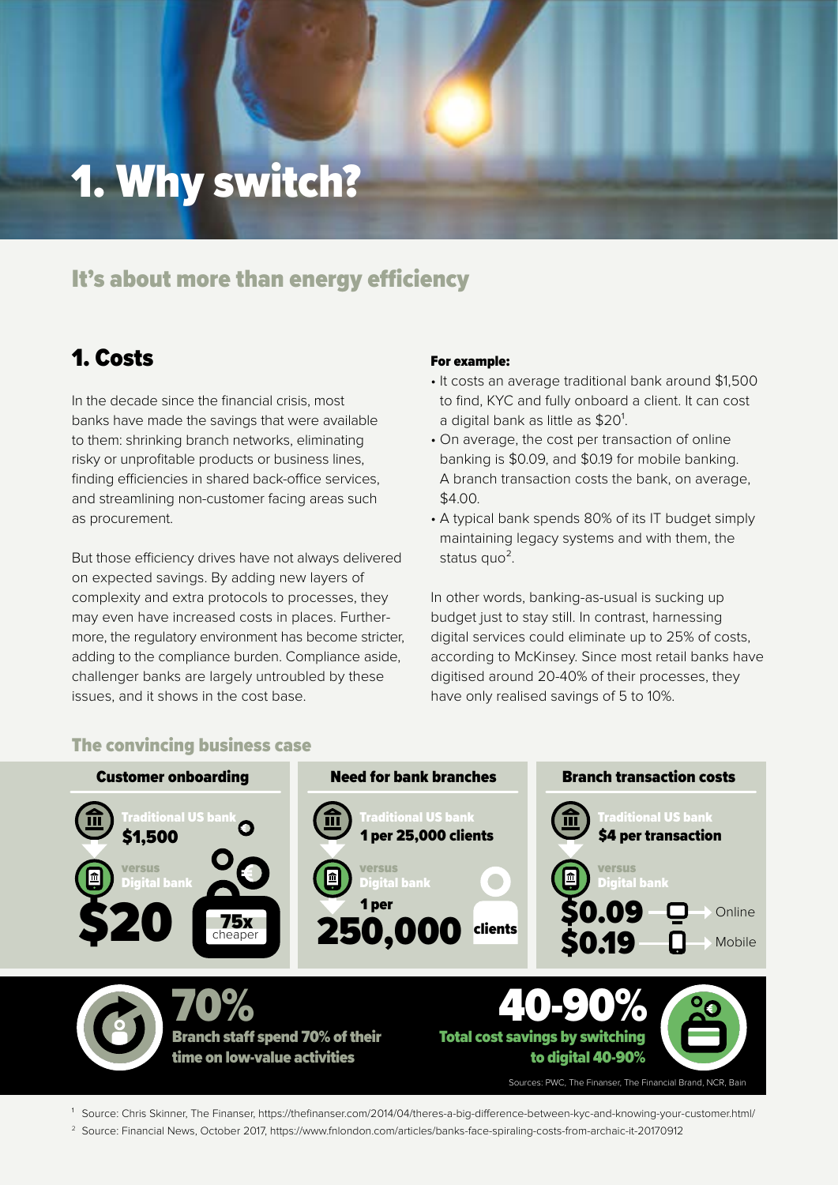# 1. Why switch?

## It's about more than energy efficiency

### 1. Costs

In the decade since the financial crisis, most banks have made the savings that were available to them: shrinking branch networks, eliminating risky or unprofitable products or business lines, finding efficiencies in shared back-office services, and streamlining non-customer facing areas such as procurement.

But those efficiency drives have not always delivered on expected savings. By adding new layers of complexity and extra protocols to processes, they may even have increased costs in places. Furthermore, the regulatory environment has become stricter, adding to the compliance burden. Compliance aside, challenger banks are largely untroubled by these issues, and it shows in the cost base.

**For example:**

- It costs an average traditional bank around $1,500 to find, KYC and fully onboard a client. It can cost a digital bank as little as $20[1].
- On average, the cost per transaction of online banking is $0.09, and $0.19 for mobile banking. A branch transaction costs the bank, on average, $4.00.
- A typical bank spends 80% of its IT budget simply maintaining legacy systems and with them, the status quo[2].

In other words, banking-as-usual is sucking up budget just to stay still. In contrast, harnessing digital services could eliminate up to 25% of costs, according to McKinsey. Since most retail banks have digitised around 20-40% of their processes, they have only realised savings of 5 to 10%.

#### The convincing business case

**Customer onboarding**

Traditional US bank **$1,500**

versus

Digital bank **$20**

**75x** cheaper

**Need for bank branches**

Traditional US bank **1 per 25,000 clients**

versus

Digital bank **1 per 250,000 clients**

**Branch transaction costs**

Traditional US bank **$4 per transaction**

versus

Digital bank **$0.09** Online, **$0.19** Mobile

**70%** Branch staff spend 70% of their time on low-value activities

**40-90%** Total cost savings by switching to digital 40-90%

Sources: PWC, The Finanser, The Financial Brand, NCR, Bain

[1] Source: Chris Skinner, The Finanser, https://thefinanser.com/2014/04/theres-a-big-difference-between-kyc-and-knowing-your-customer.html/

[2] Source: Financial News, October 2017, https://www.fnlondon.com/articles/banks-face-spiraling-costs-from-archaic-it-20170912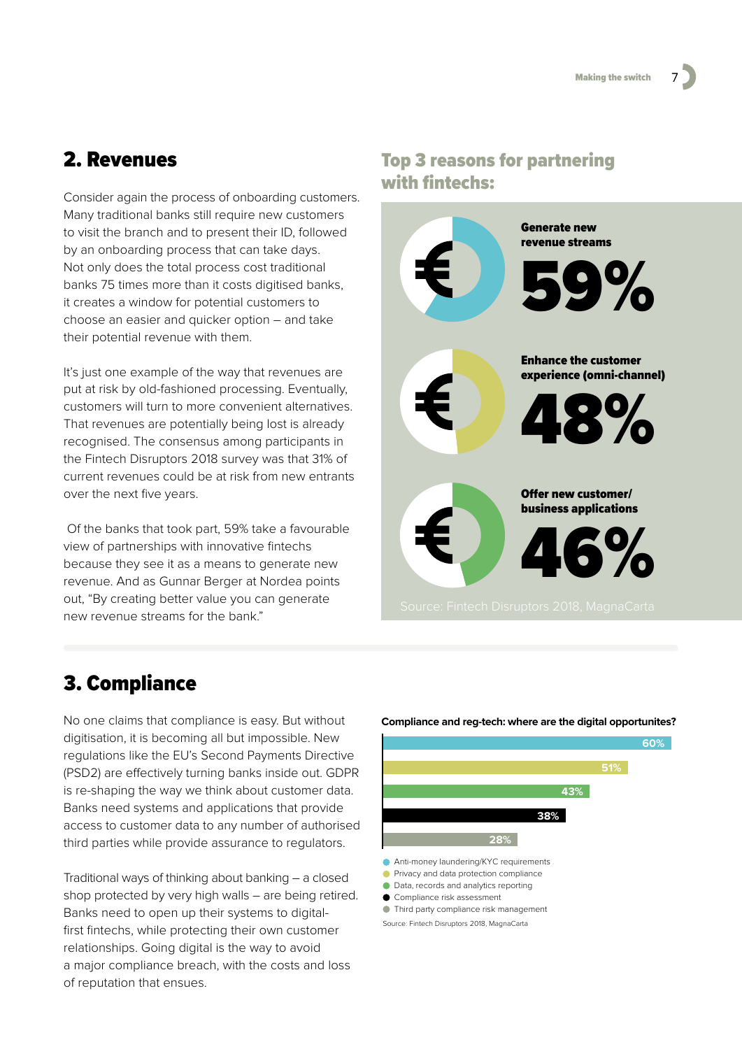## 2. Revenues

Consider again the process of onboarding customers. Many traditional banks still require new customers to visit the branch and to present their ID, followed by an onboarding process that can take days. Not only does the total process cost traditional banks 75 times more than it costs digitised banks, it creates a window for potential customers to choose an easier and quicker option – and take their potential revenue with them.

It's just one example of the way that revenues are put at risk by old-fashioned processing. Eventually, customers will turn to more convenient alternatives. That revenues are potentially being lost is already recognised. The consensus among participants in the Fintech Disruptors 2018 survey was that 31% of current revenues could be at risk from new entrants over the next five years.

Of the banks that took part, 59% take a favourable view of partnerships with innovative fintechs because they see it as a means to generate new revenue. And as Gunnar Berger at Nordea points out, "By creating better value you can generate new revenue streams for the bank."

### Top 3 reasons for partnering with fintechs:

| Reason | % |
| --- | --- |
| Generate new revenue streams | 59% |
| Enhance the customer experience (omni-channel) | 48% |
| Offer new customer/ business applications | 46% |

Source: Fintech Disruptors 2018, MagnaCarta

## 3. Compliance

No one claims that compliance is easy. But without digitisation, it is becoming all but impossible. New regulations like the EU's Second Payments Directive (PSD2) are effectively turning banks inside out. GDPR is re-shaping the way we think about customer data. Banks need systems and applications that provide access to customer data to any number of authorised third parties while provide assurance to regulators.

Traditional ways of thinking about banking – a closed shop protected by very high walls – are being retired. Banks need to open up their systems to digital-first fintechs, while protecting their own customer relationships. Going digital is the way to avoid a major compliance breach, with the costs and loss of reputation that ensues.

**Compliance and reg-tech: where are the digital opportunites?**

| Area | % |
| --- | --- |
| Anti-money laundering/KYC requirements | 60% |
| Privacy and data protection compliance | 51% |
| Data, records and analytics reporting | 43% |
| Compliance risk assessment | 38% |
| Third party compliance risk management | 28% |

Source: Fintech Disruptors 2018, MagnaCarta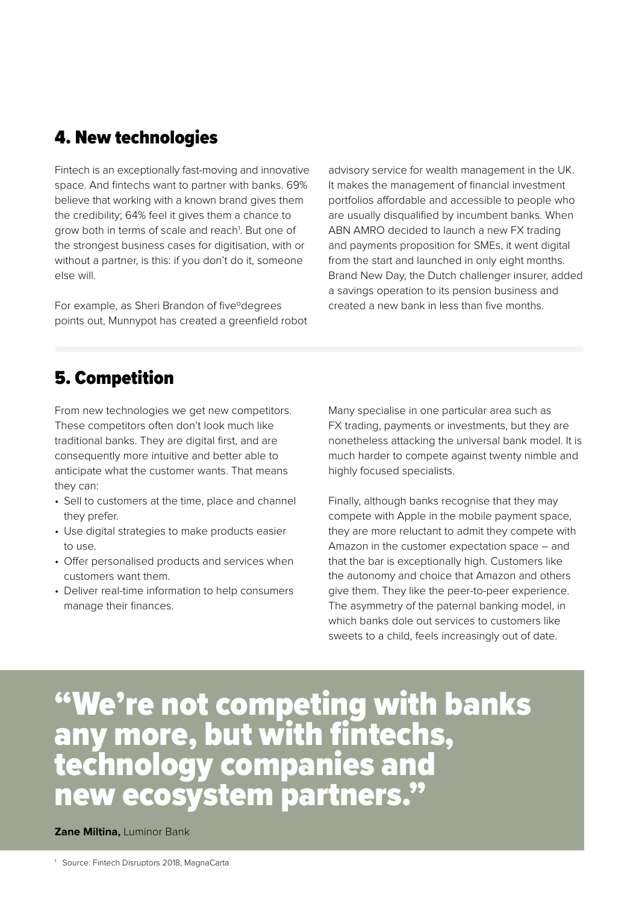## 4. New technologies

Fintech is an exceptionally fast-moving and innovative space. And fintechs want to partner with banks. 69% believe that working with a known brand gives them the credibility; 64% feel it gives them a chance to grow both in terms of scale and reach[1]. But one of the strongest business cases for digitisation, with or without a partner, is this: if you don't do it, someone else will.

For example, as Sheri Brandon of five°degrees points out, Munnypot has created a greenfield robot advisory service for wealth management in the UK. It makes the management of financial investment portfolios affordable and accessible to people who are usually disqualified by incumbent banks. When ABN AMRO decided to launch a new FX trading and payments proposition for SMEs, it went digital from the start and launched in only eight months. Brand New Day, the Dutch challenger insurer, added a savings operation to its pension business and created a new bank in less than five months.

## 5. Competition

From new technologies we get new competitors. These competitors often don't look much like traditional banks. They are digital first, and are consequently more intuitive and better able to anticipate what the customer wants. That means they can:

- Sell to customers at the time, place and channel they prefer.
- Use digital strategies to make products easier to use.
- Offer personalised products and services when customers want them.
- Deliver real-time information to help consumers manage their finances.

Many specialise in one particular area such as FX trading, payments or investments, but they are nonetheless attacking the universal bank model. It is much harder to compete against twenty nimble and highly focused specialists.

Finally, although banks recognise that they may compete with Apple in the mobile payment space, they are more reluctant to admit they compete with Amazon in the customer expectation space – and that the bar is exceptionally high. Customers like the autonomy and choice that Amazon and others give them. They like the peer-to-peer experience. The asymmetry of the paternal banking model, in which banks dole out services to customers like sweets to a child, feels increasingly out of date.

> **"We're not competing with banks any more, but with fintechs, technology companies and new ecosystem partners."**
>
> **Zane Miltina,** Luminor Bank

[1] Source: Fintech Disruptors 2018, MagnaCarta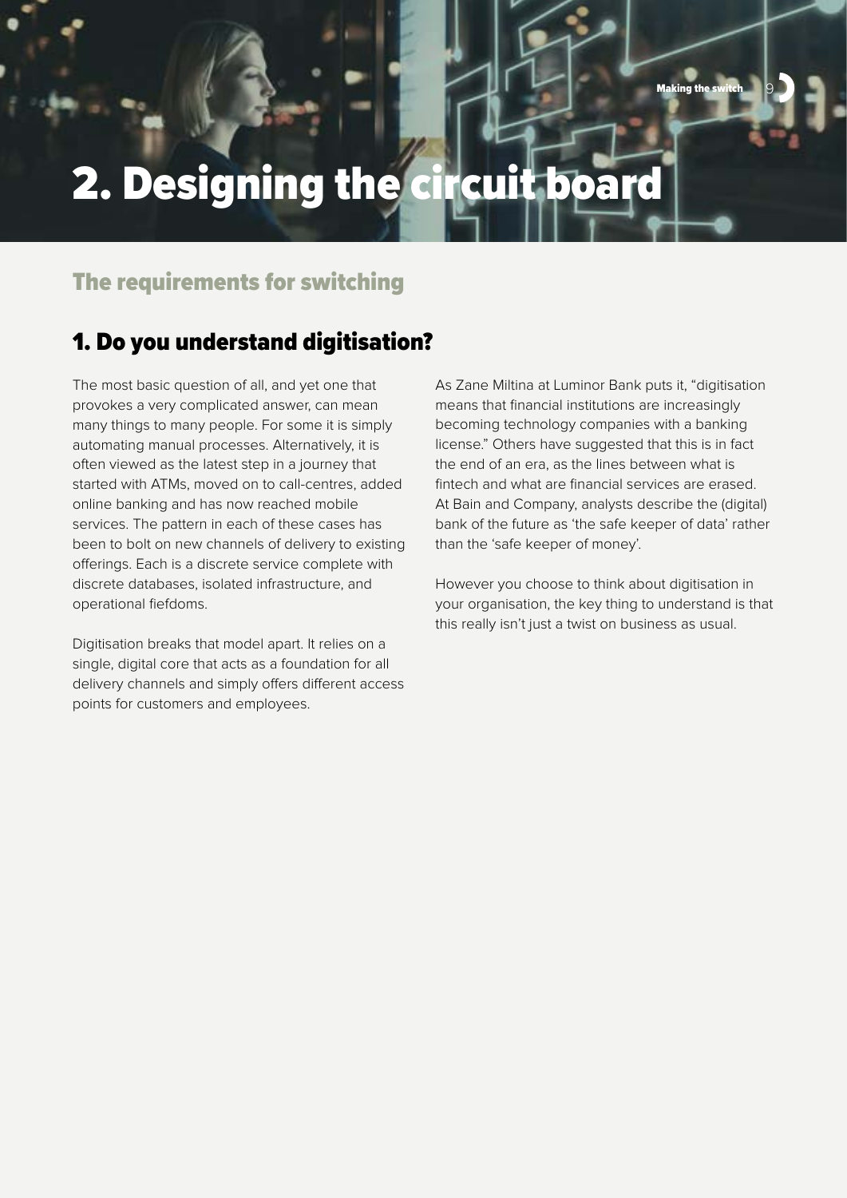# 2. Designing the circuit board

## The requirements for switching

### 1. Do you understand digitisation?

The most basic question of all, and yet one that provokes a very complicated answer, can mean many things to many people. For some it is simply automating manual processes. Alternatively, it is often viewed as the latest step in a journey that started with ATMs, moved on to call-centres, added online banking and has now reached mobile services. The pattern in each of these cases has been to bolt on new channels of delivery to existing offerings. Each is a discrete service complete with discrete databases, isolated infrastructure, and operational fiefdoms.

Digitisation breaks that model apart. It relies on a single, digital core that acts as a foundation for all delivery channels and simply offers different access points for customers and employees.

As Zane Miltina at Luminor Bank puts it, "digitisation means that financial institutions are increasingly becoming technology companies with a banking license." Others have suggested that this is in fact the end of an era, as the lines between what is fintech and what are financial services are erased. At Bain and Company, analysts describe the (digital) bank of the future as 'the safe keeper of data' rather than the 'safe keeper of money'.

However you choose to think about digitisation in your organisation, the key thing to understand is that this really isn't just a twist on business as usual.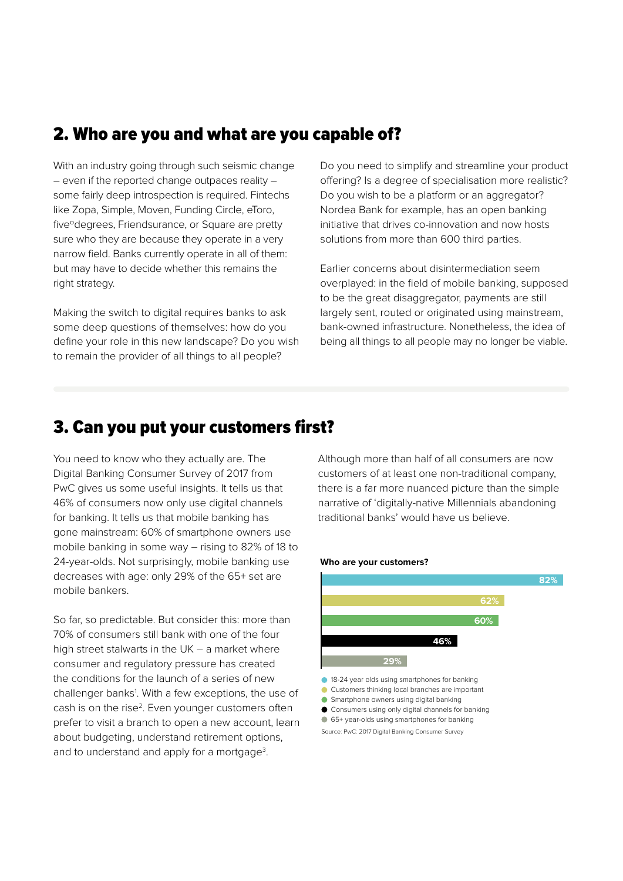## 2. Who are you and what are you capable of?

With an industry going through such seismic change – even if the reported change outpaces reality – some fairly deep introspection is required. Fintechs like Zopa, Simple, Moven, Funding Circle, eToro, five°degrees, Friendsurance, or Square are pretty sure who they are because they operate in a very narrow field. Banks currently operate in all of them: but may have to decide whether this remains the right strategy.

Making the switch to digital requires banks to ask some deep questions of themselves: how do you define your role in this new landscape? Do you wish to remain the provider of all things to all people?

Do you need to simplify and streamline your product offering? Is a degree of specialisation more realistic? Do you wish to be a platform or an aggregator? Nordea Bank for example, has an open banking initiative that drives co-innovation and now hosts solutions from more than 600 third parties.

Earlier concerns about disintermediation seem overplayed: in the field of mobile banking, supposed to be the great disaggregator, payments are still largely sent, routed or originated using mainstream, bank-owned infrastructure. Nonetheless, the idea of being all things to all people may no longer be viable.

## 3. Can you put your customers first?

You need to know who they actually are. The Digital Banking Consumer Survey of 2017 from PwC gives us some useful insights. It tells us that 46% of consumers now only use digital channels for banking. It tells us that mobile banking has gone mainstream: 60% of smartphone owners use mobile banking in some way – rising to 82% of 18 to 24-year-olds. Not surprisingly, mobile banking use decreases with age: only 29% of the 65+ set are mobile bankers.

So far, so predictable. But consider this: more than 70% of consumers still bank with one of the four high street stalwarts in the UK – a market where consumer and regulatory pressure has created the conditions for the launch of a series of new challenger banks[1]. With a few exceptions, the use of cash is on the rise[2]. Even younger customers often prefer to visit a branch to open a new account, learn about budgeting, understand retirement options, and to understand and apply for a mortgage[3].

Although more than half of all consumers are now customers of at least one non-traditional company, there is a far more nuanced picture than the simple narrative of 'digitally-native Millennials abandoning traditional banks' would have us believe.

**Who are your customers?**

| Category | Percentage |
|---|---|
| 18-24 year olds using smartphones for banking | 82% |
| Customers thinking local branches are important | 62% |
| Smartphone owners using digital banking | 60% |
| Consumers using only digital channels for banking | 46% |
| 65+ year-olds using smartphones for banking | 29% |

Source: PwC: 2017 Digital Banking Consumer Survey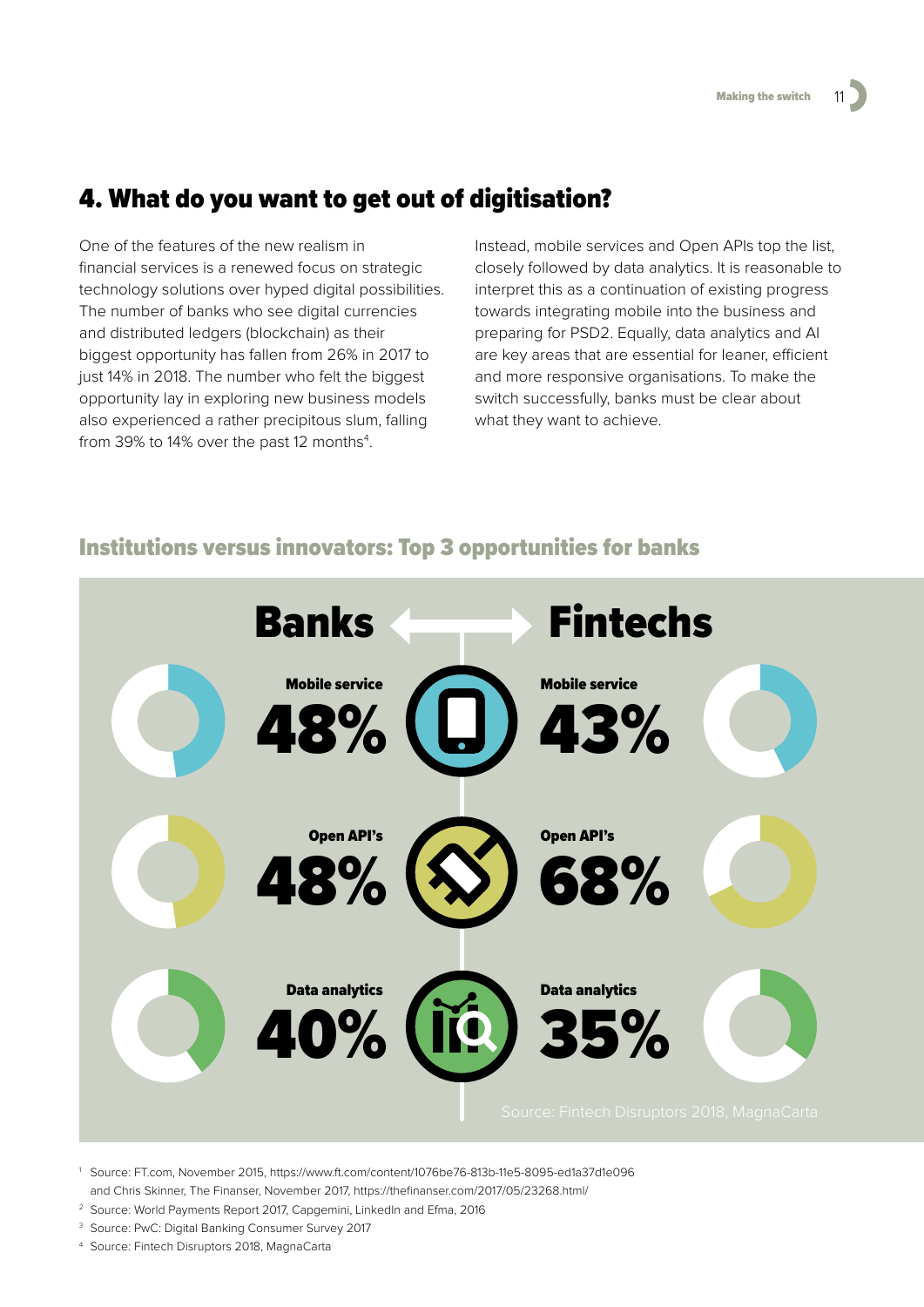## 4. What do you want to get out of digitisation?

One of the features of the new realism in financial services is a renewed focus on strategic technology solutions over hyped digital possibilities. The number of banks who see digital currencies and distributed ledgers (blockchain) as their biggest opportunity has fallen from 26% in 2017 to just 14% in 2018. The number who felt the biggest opportunity lay in exploring new business models also experienced a rather precipitous slum, falling from 39% to 14% over the past 12 months[4].

Instead, mobile services and Open APIs top the list, closely followed by data analytics. It is reasonable to interpret this as a continuation of existing progress towards integrating mobile into the business and preparing for PSD2. Equally, data analytics and AI are key areas that are essential for leaner, efficient and more responsive organisations. To make the switch successfully, banks must be clear about what they want to achieve.

### Institutions versus innovators: Top 3 opportunities for banks

| | Banks | Fintechs |
|---|---|---|
| Mobile service | 48% | 43% |
| Open API's | 48% | 68% |
| Data analytics | 40% | 35% |

Source: Fintech Disruptors 2018, MagnaCarta

[1] Source: FT.com, November 2015, https://www.ft.com/content/1076be76-813b-11e5-8095-ed1a37d1e096 and Chris Skinner, The Finanser, November 2017, https://thefinanser.com/2017/05/23268.html/

[2] Source: World Payments Report 2017, Capgemini, LinkedIn and Efma, 2016

[3] Source: PwC: Digital Banking Consumer Survey 2017

[4] Source: Fintech Disruptors 2018, MagnaCarta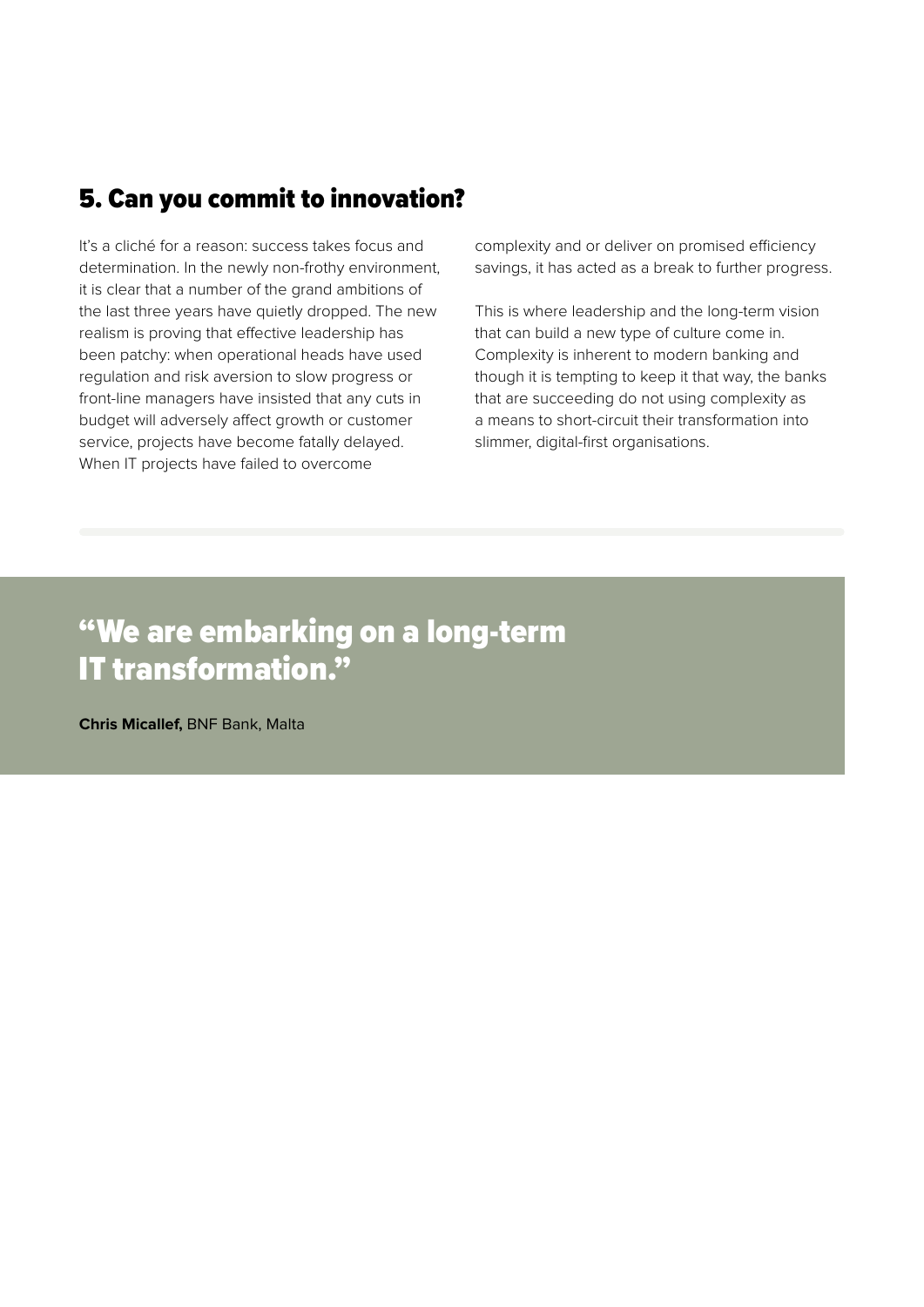## 5. Can you commit to innovation?

It's a cliché for a reason: success takes focus and determination. In the newly non-frothy environment, it is clear that a number of the grand ambitions of the last three years have quietly dropped. The new realism is proving that effective leadership has been patchy: when operational heads have used regulation and risk aversion to slow progress or front-line managers have insisted that any cuts in budget will adversely affect growth or customer service, projects have become fatally delayed. When IT projects have failed to overcome complexity and or deliver on promised efficiency savings, it has acted as a break to further progress.

This is where leadership and the long-term vision that can build a new type of culture come in. Complexity is inherent to modern banking and though it is tempting to keep it that way, the banks that are succeeding do not using complexity as a means to short-circuit their transformation into slimmer, digital-first organisations.

> **"We are embarking on a long-term IT transformation."**
>
> **Chris Micallef,** BNF Bank, Malta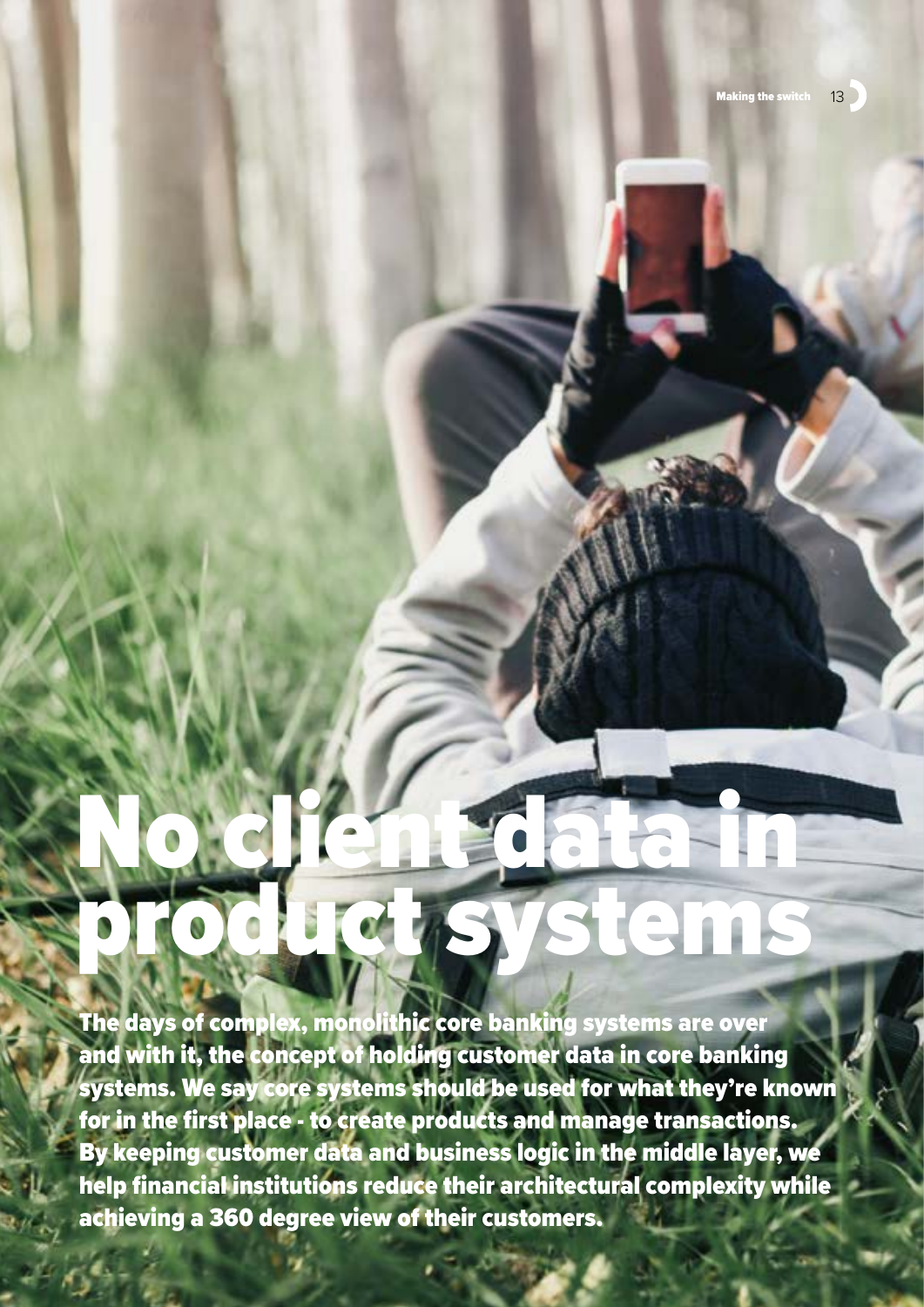# No client data in product systems

**The days of complex, monolithic core banking systems are over and with it, the concept of holding customer data in core banking systems. We say core systems should be used for what they're known for in the first place - to create products and manage transactions. By keeping customer data and business logic in the middle layer, we help financial institutions reduce their architectural complexity while achieving a 360 degree view of their customers.**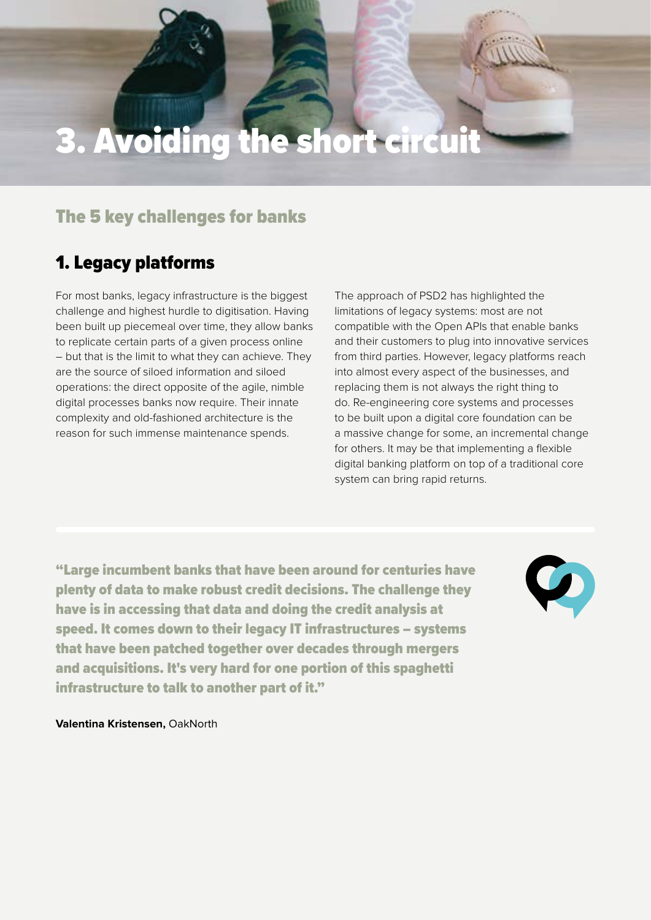# 3. Avoiding the short circuit

## The 5 key challenges for banks

### 1. Legacy platforms

For most banks, legacy infrastructure is the biggest challenge and highest hurdle to digitisation. Having been built up piecemeal over time, they allow banks to replicate certain parts of a given process online – but that is the limit to what they can achieve. They are the source of siloed information and siloed operations: the direct opposite of the agile, nimble digital processes banks now require. Their innate complexity and old-fashioned architecture is the reason for such immense maintenance spends.

The approach of PSD2 has highlighted the limitations of legacy systems: most are not compatible with the Open APIs that enable banks and their customers to plug into innovative services from third parties. However, legacy platforms reach into almost every aspect of the businesses, and replacing them is not always the right thing to do. Re-engineering core systems and processes to be built upon a digital core foundation can be a massive change for some, an incremental change for others. It may be that implementing a flexible digital banking platform on top of a traditional core system can bring rapid returns.

**"Large incumbent banks that have been around for centuries have plenty of data to make robust credit decisions. The challenge they have is in accessing that data and doing the credit analysis at speed. It comes down to their legacy IT infrastructures – systems that have been patched together over decades through mergers and acquisitions. It's very hard for one portion of this spaghetti infrastructure to talk to another part of it."**

**Valentina Kristensen,** OakNorth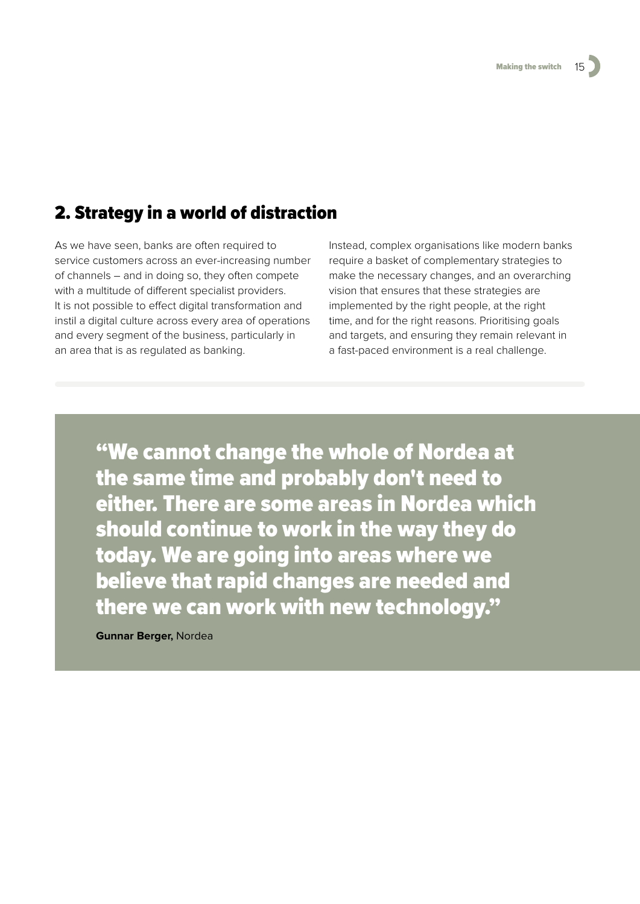## 2. Strategy in a world of distraction

As we have seen, banks are often required to service customers across an ever-increasing number of channels – and in doing so, they often compete with a multitude of different specialist providers. It is not possible to effect digital transformation and instil a digital culture across every area of operations and every segment of the business, particularly in an area that is as regulated as banking.

Instead, complex organisations like modern banks require a basket of complementary strategies to make the necessary changes, and an overarching vision that ensures that these strategies are implemented by the right people, at the right time, and for the right reasons. Prioritising goals and targets, and ensuring they remain relevant in a fast-paced environment is a real challenge.

> **"We cannot change the whole of Nordea at the same time and probably don't need to either. There are some areas in Nordea which should continue to work in the way they do today. We are going into areas where we believe that rapid changes are needed and there we can work with new technology."**
>
> **Gunnar Berger,** Nordea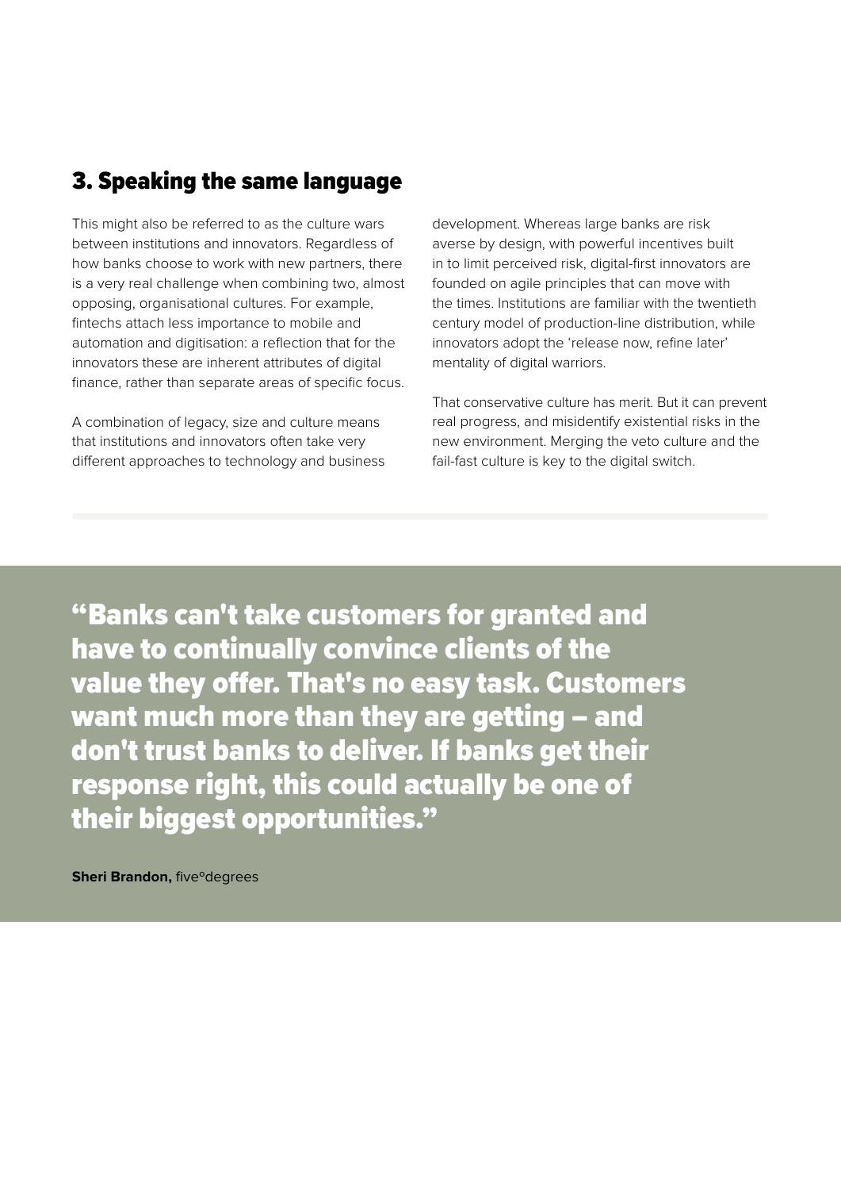## 3. Speaking the same language

This might also be referred to as the culture wars between institutions and innovators. Regardless of how banks choose to work with new partners, there is a very real challenge when combining two, almost opposing, organisational cultures. For example, fintechs attach less importance to mobile and automation and digitisation: a reflection that for the innovators these are inherent attributes of digital finance, rather than separate areas of specific focus.

A combination of legacy, size and culture means that institutions and innovators often take very different approaches to technology and business development. Whereas large banks are risk averse by design, with powerful incentives built in to limit perceived risk, digital-first innovators are founded on agile principles that can move with the times. Institutions are familiar with the twentieth century model of production-line distribution, while innovators adopt the 'release now, refine later' mentality of digital warriors.

That conservative culture has merit. But it can prevent real progress, and misidentify existential risks in the new environment. Merging the veto culture and the fail-fast culture is key to the digital switch.

---

> **"Banks can't take customers for granted and have to continually convince clients of the value they offer. That's no easy task. Customers want much more than they are getting – and don't trust banks to deliver. If banks get their response right, this could actually be one of their biggest opportunities."**

**Sheri Brandon,** five°degrees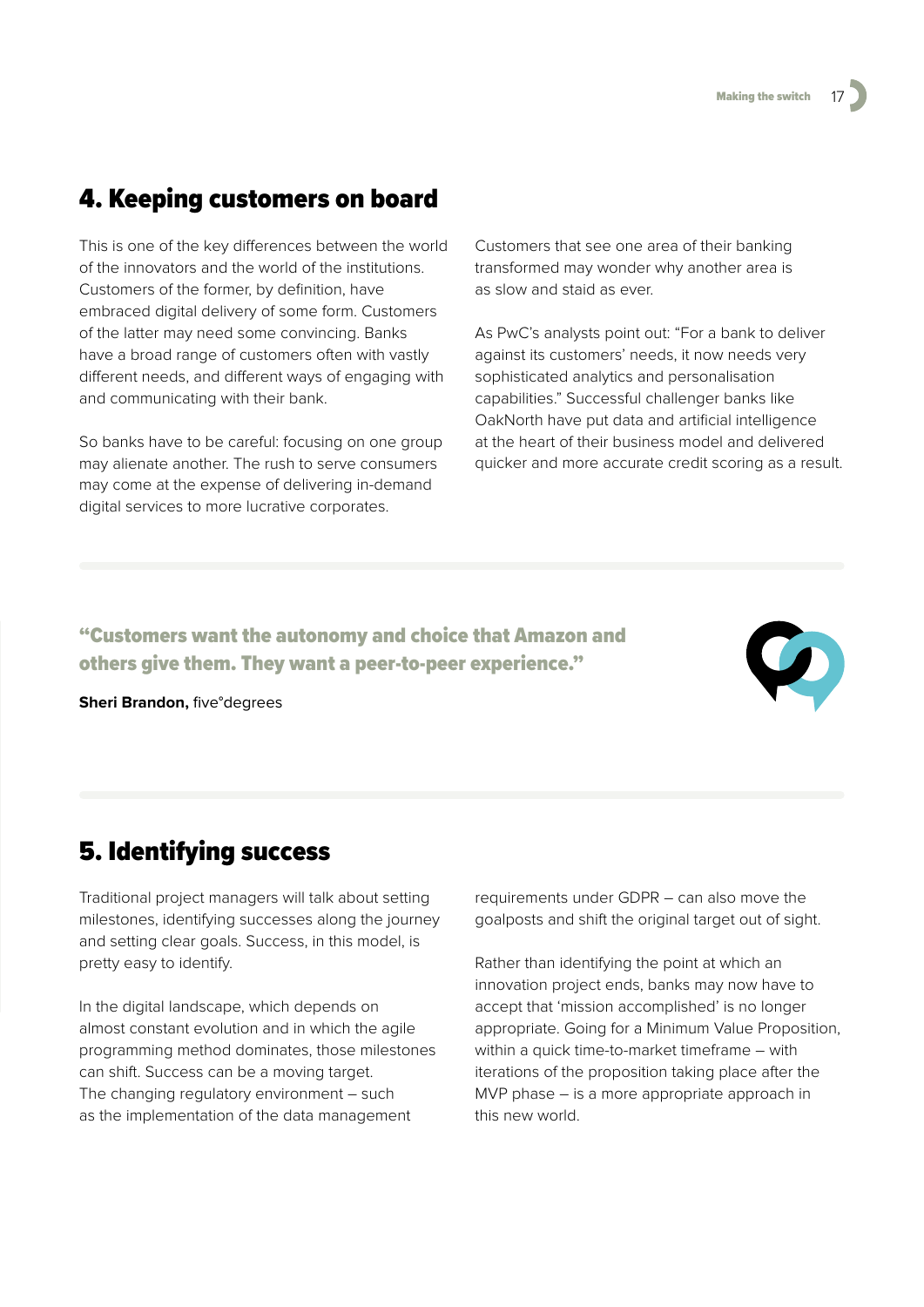## 4. Keeping customers on board

This is one of the key differences between the world of the innovators and the world of the institutions. Customers of the former, by definition, have embraced digital delivery of some form. Customers of the latter may need some convincing. Banks have a broad range of customers often with vastly different needs, and different ways of engaging with and communicating with their bank.

So banks have to be careful: focusing on one group may alienate another. The rush to serve consumers may come at the expense of delivering in-demand digital services to more lucrative corporates.

Customers that see one area of their banking transformed may wonder why another area is as slow and staid as ever.

As PwC's analysts point out: "For a bank to deliver against its customers' needs, it now needs very sophisticated analytics and personalisation capabilities." Successful challenger banks like OakNorth have put data and artificial intelligence at the heart of their business model and delivered quicker and more accurate credit scoring as a result.

> **"Customers want the autonomy and choice that Amazon and others give them. They want a peer-to-peer experience."**
>
> **Sheri Brandon,** five°degrees

## 5. Identifying success

Traditional project managers will talk about setting milestones, identifying successes along the journey and setting clear goals. Success, in this model, is pretty easy to identify.

In the digital landscape, which depends on almost constant evolution and in which the agile programming method dominates, those milestones can shift. Success can be a moving target. The changing regulatory environment – such as the implementation of the data management requirements under GDPR – can also move the goalposts and shift the original target out of sight.

Rather than identifying the point at which an innovation project ends, banks may now have to accept that 'mission accomplished' is no longer appropriate. Going for a Minimum Value Proposition, within a quick time-to-market timeframe – with iterations of the proposition taking place after the MVP phase – is a more appropriate approach in this new world.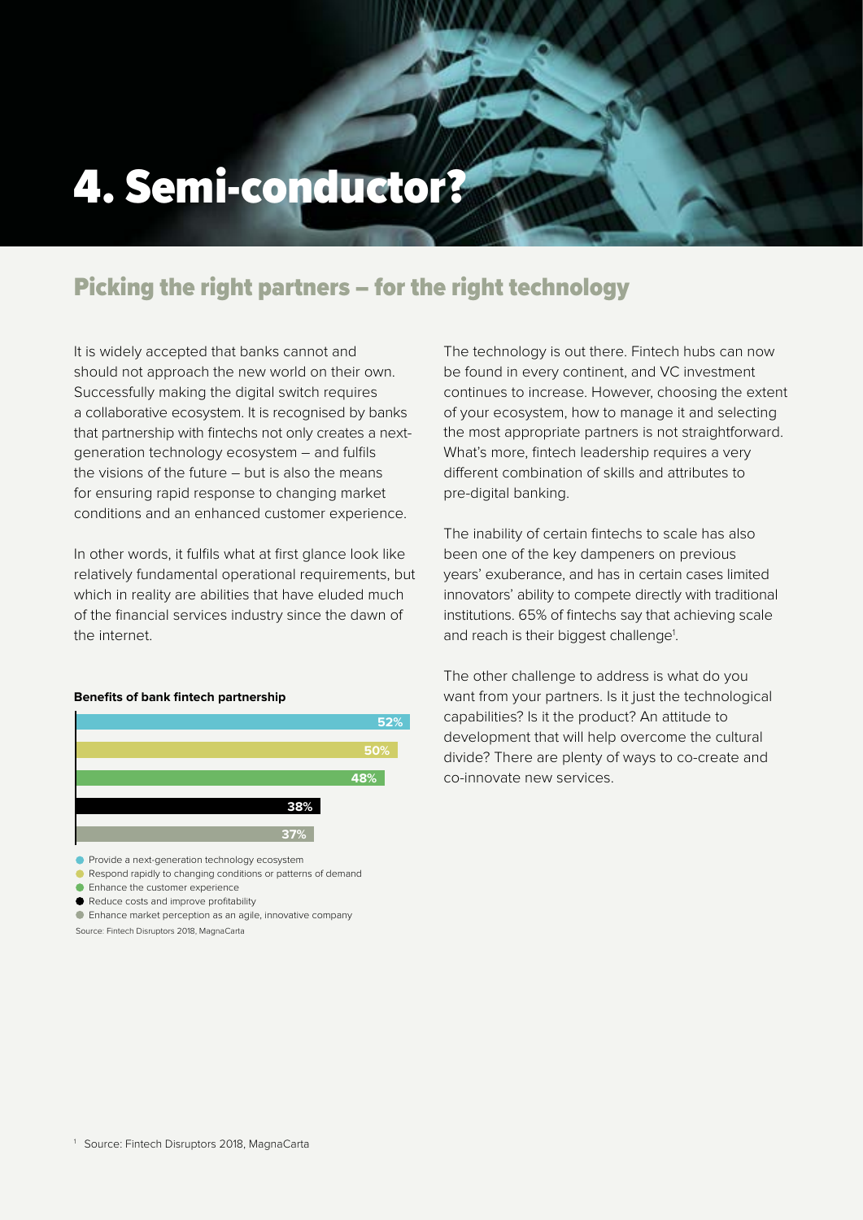# 4. Semi-conductor?

## Picking the right partners – for the right technology

It is widely accepted that banks cannot and should not approach the new world on their own. Successfully making the digital switch requires a collaborative ecosystem. It is recognised by banks that partnership with fintechs not only creates a next-generation technology ecosystem – and fulfils the visions of the future – but is also the means for ensuring rapid response to changing market conditions and an enhanced customer experience.

In other words, it fulfils what at first glance look like relatively fundamental operational requirements, but which in reality are abilities that have eluded much of the financial services industry since the dawn of the internet.

**Benefits of bank fintech partnership**

| Benefit | % |
| --- | --- |
| Provide a next-generation technology ecosystem | 52% |
| Respond rapidly to changing conditions or patterns of demand | 50% |
| Enhance the customer experience | 48% |
| Reduce costs and improve profitability | 38% |
| Enhance market perception as an agile, innovative company | 37% |

Source: Fintech Disruptors 2018, MagnaCarta

The technology is out there. Fintech hubs can now be found in every continent, and VC investment continues to increase. However, choosing the extent of your ecosystem, how to manage it and selecting the most appropriate partners is not straightforward. What's more, fintech leadership requires a very different combination of skills and attributes to pre-digital banking.

The inability of certain fintechs to scale has also been one of the key dampeners on previous years' exuberance, and has in certain cases limited innovators' ability to compete directly with traditional institutions. 65% of fintechs say that achieving scale and reach is their biggest challenge[1].

The other challenge to address is what do you want from your partners. Is it just the technological capabilities? Is it the product? An attitude to development that will help overcome the cultural divide? There are plenty of ways to co-create and co-innovate new services.

[1] Source: Fintech Disruptors 2018, MagnaCarta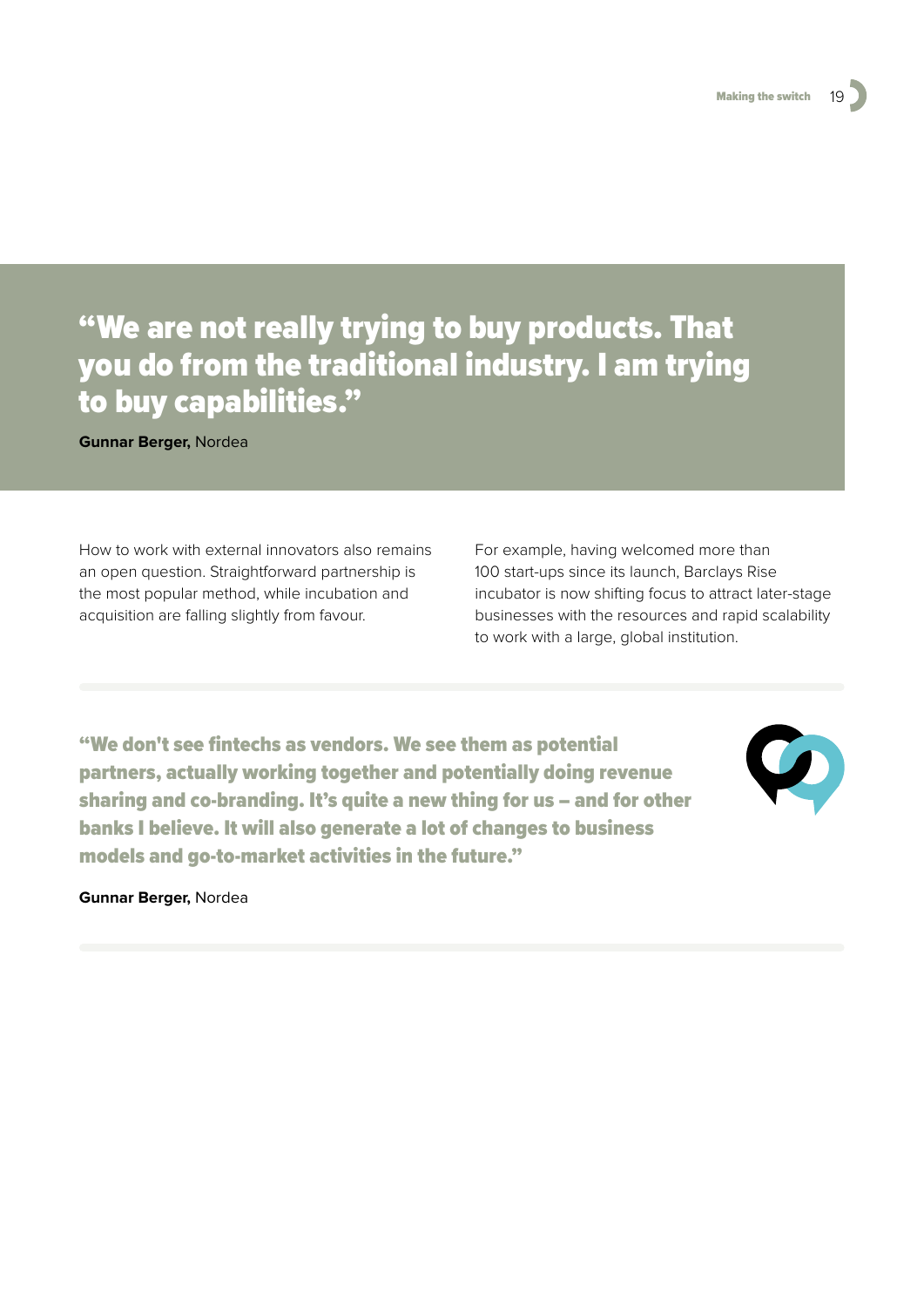> **“We are not really trying to buy products. That you do from the traditional industry. I am trying to buy capabilities.”**
>
> **Gunnar Berger,** Nordea

How to work with external innovators also remains an open question. Straightforward partnership is the most popular method, while incubation and acquisition are falling slightly from favour.

For example, having welcomed more than 100 start-ups since its launch, Barclays Rise incubator is now shifting focus to attract later-stage businesses with the resources and rapid scalability to work with a large, global institution.

---

> **“We don't see fintechs as vendors. We see them as potential partners, actually working together and potentially doing revenue sharing and co-branding. It’s quite a new thing for us – and for other banks I believe. It will also generate a lot of changes to business models and go-to-market activities in the future.”**
>
> **Gunnar Berger,** Nordea

---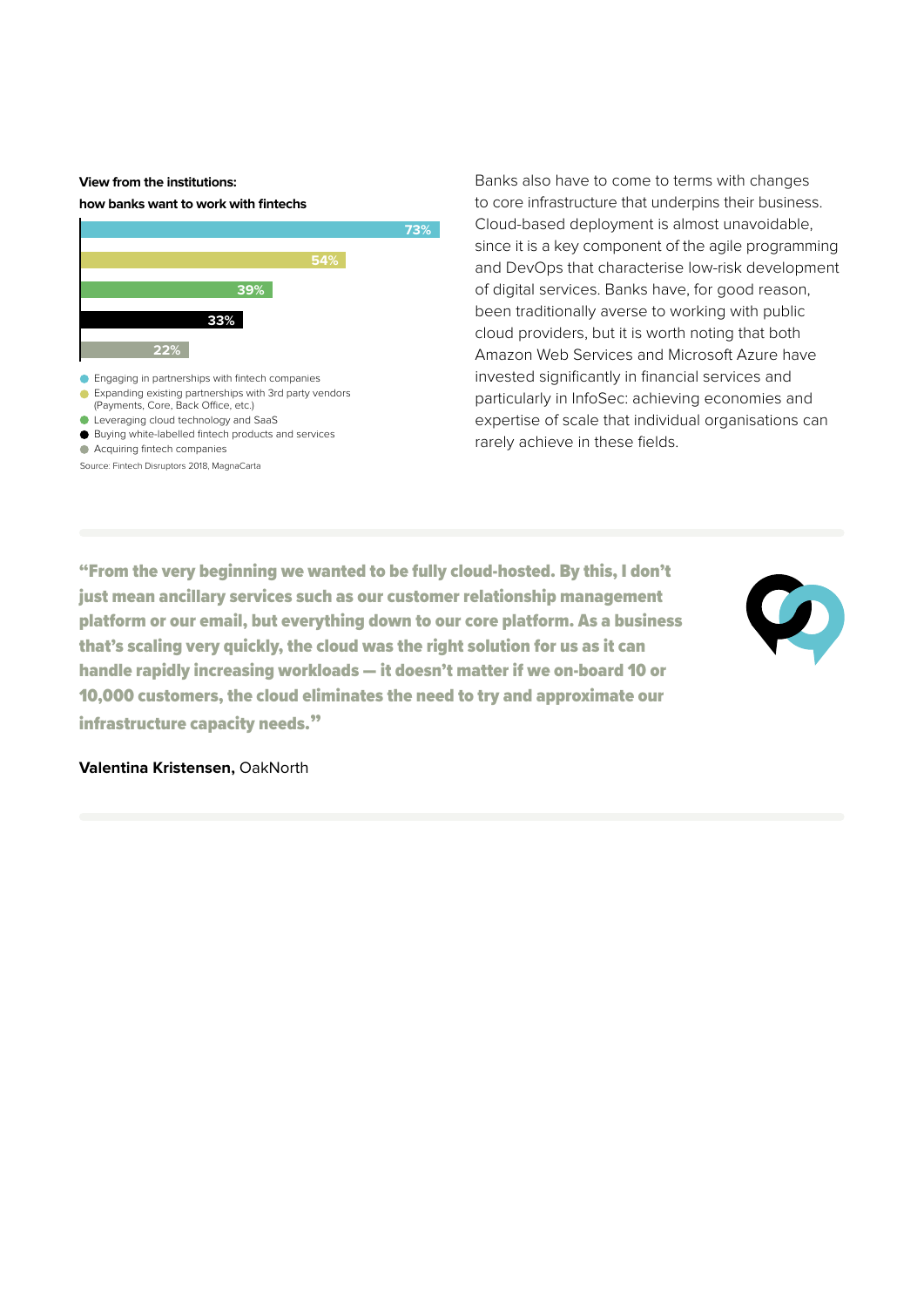**View from the institutions:**
**how banks want to work with fintechs**

| Approach | % |
| --- | --- |
| Engaging in partnerships with fintech companies | 73% |
| Expanding existing partnerships with 3rd party vendors (Payments, Core, Back Office, etc.) | 54% |
| Leveraging cloud technology and SaaS | 39% |
| Buying white-labelled fintech products and services | 33% |
| Acquiring fintech companies | 22% |

Source: Fintech Disruptors 2018, MagnaCarta

Banks also have to come to terms with changes to core infrastructure that underpins their business. Cloud-based deployment is almost unavoidable, since it is a key component of the agile programming and DevOps that characterise low-risk development of digital services. Banks have, for good reason, been traditionally averse to working with public cloud providers, but it is worth noting that both Amazon Web Services and Microsoft Azure have invested significantly in financial services and particularly in InfoSec: achieving economies and expertise of scale that individual organisations can rarely achieve in these fields.

**"From the very beginning we wanted to be fully cloud-hosted. By this, I don't just mean ancillary services such as our customer relationship management platform or our email, but everything down to our core platform. As a business that's scaling very quickly, the cloud was the right solution for us as it can handle rapidly increasing workloads — it doesn't matter if we on-board 10 or 10,000 customers, the cloud eliminates the need to try and approximate our infrastructure capacity needs."**

**Valentina Kristensen,** OakNorth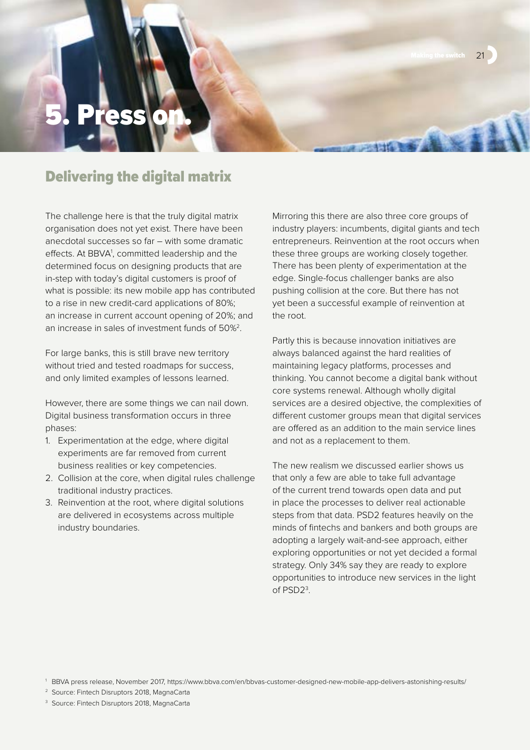# 5. Press on.

## Delivering the digital matrix

The challenge here is that the truly digital matrix organisation does not yet exist. There have been anecdotal successes so far – with some dramatic effects. At BBVA[1], committed leadership and the determined focus on designing products that are in-step with today's digital customers is proof of what is possible: its new mobile app has contributed to a rise in new credit-card applications of 80%; an increase in current account opening of 20%; and an increase in sales of investment funds of 50%[2].

For large banks, this is still brave new territory without tried and tested roadmaps for success, and only limited examples of lessons learned.

However, there are some things we can nail down. Digital business transformation occurs in three phases:

1. Experimentation at the edge, where digital experiments are far removed from current business realities or key competencies.
2. Collision at the core, when digital rules challenge traditional industry practices.
3. Reinvention at the root, where digital solutions are delivered in ecosystems across multiple industry boundaries.

Mirroring this there are also three core groups of industry players: incumbents, digital giants and tech entrepreneurs. Reinvention at the root occurs when these three groups are working closely together. There has been plenty of experimentation at the edge. Single-focus challenger banks are also pushing collision at the core. But there has not yet been a successful example of reinvention at the root.

Partly this is because innovation initiatives are always balanced against the hard realities of maintaining legacy platforms, processes and thinking. You cannot become a digital bank without core systems renewal. Although wholly digital services are a desired objective, the complexities of different customer groups mean that digital services are offered as an addition to the main service lines and not as a replacement to them.

The new realism we discussed earlier shows us that only a few are able to take full advantage of the current trend towards open data and put in place the processes to deliver real actionable steps from that data. PSD2 features heavily on the minds of fintechs and bankers and both groups are adopting a largely wait-and-see approach, either exploring opportunities or not yet decided a formal strategy. Only 34% say they are ready to explore opportunities to introduce new services in the light of PSD2[3].

[1] BBVA press release, November 2017, https://www.bbva.com/en/bbvas-customer-designed-new-mobile-app-delivers-astonishing-results/

[2] Source: Fintech Disruptors 2018, MagnaCarta

[3] Source: Fintech Disruptors 2018, MagnaCarta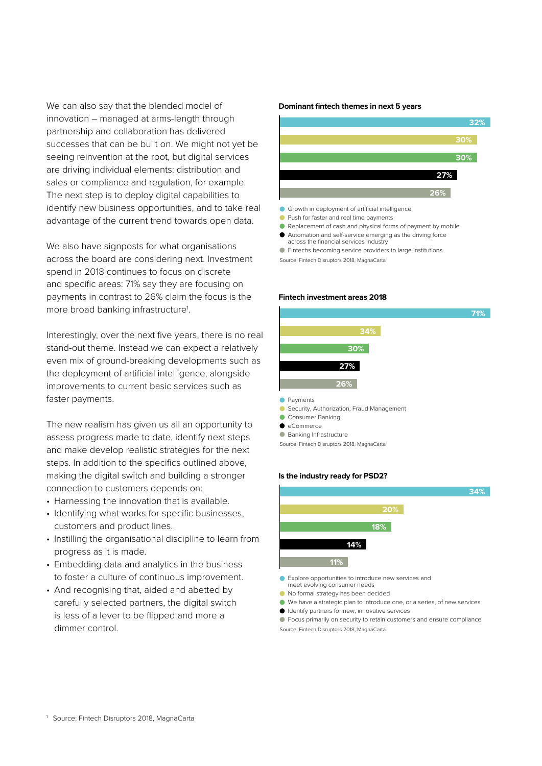We can also say that the blended model of innovation – managed at arms-length through partnership and collaboration has delivered successes that can be built on. We might not yet be seeing reinvention at the root, but digital services are driving individual elements: distribution and sales or compliance and regulation, for example. The next step is to deploy digital capabilities to identify new business opportunities, and to take real advantage of the current trend towards open data.

We also have signposts for what organisations across the board are considering next. Investment spend in 2018 continues to focus on discrete and specific areas: 71% say they are focusing on payments in contrast to 26% claim the focus is the more broad banking infrastructure[1].

Interestingly, over the next five years, there is no real stand-out theme. Instead we can expect a relatively even mix of ground-breaking developments such as the deployment of artificial intelligence, alongside improvements to current basic services such as faster payments.

The new realism has given us all an opportunity to assess progress made to date, identify next steps and make develop realistic strategies for the next steps. In addition to the specifics outlined above, making the digital switch and building a stronger connection to customers depends on:

- Harnessing the innovation that is available.
- Identifying what works for specific businesses, customers and product lines.
- Instilling the organisational discipline to learn from progress as it is made.
- Embedding data and analytics in the business to foster a culture of continuous improvement.
- And recognising that, aided and abetted by carefully selected partners, the digital switch is less of a lever to be flipped and more a dimmer control.

**Dominant fintech themes in next 5 years**

| Theme | % |
|---|---|
| Growth in deployment of artificial intelligence | 32% |
| Push for faster and real time payments | 30% |
| Replacement of cash and physical forms of payment by mobile | 30% |
| Automation and self-service emerging as the driving force across the financial services industry | 27% |
| Fintechs becoming service providers to large institutions | 26% |

Source: Fintech Disruptors 2018, MagnaCarta

**Fintech investment areas 2018**

| Area | % |
|---|---|
| Payments | 71% |
| Security, Authorization, Fraud Management | 34% |
| Consumer Banking | 30% |
| eCommerce | 27% |
| Banking Infrastructure | 26% |

Source: Fintech Disruptors 2018, MagnaCarta

**Is the industry ready for PSD2?**

| Response | % |
|---|---|
| Explore opportunities to introduce new services and meet evolving consumer needs | 34% |
| No formal strategy has been decided | 20% |
| We have a strategic plan to introduce one, or a series, of new services | 18% |
| Identify partners for new, innovative services | 14% |
| Focus primarily on security to retain customers and ensure compliance | 11% |

Source: Fintech Disruptors 2018, MagnaCarta

[1] Source: Fintech Disruptors 2018, MagnaCarta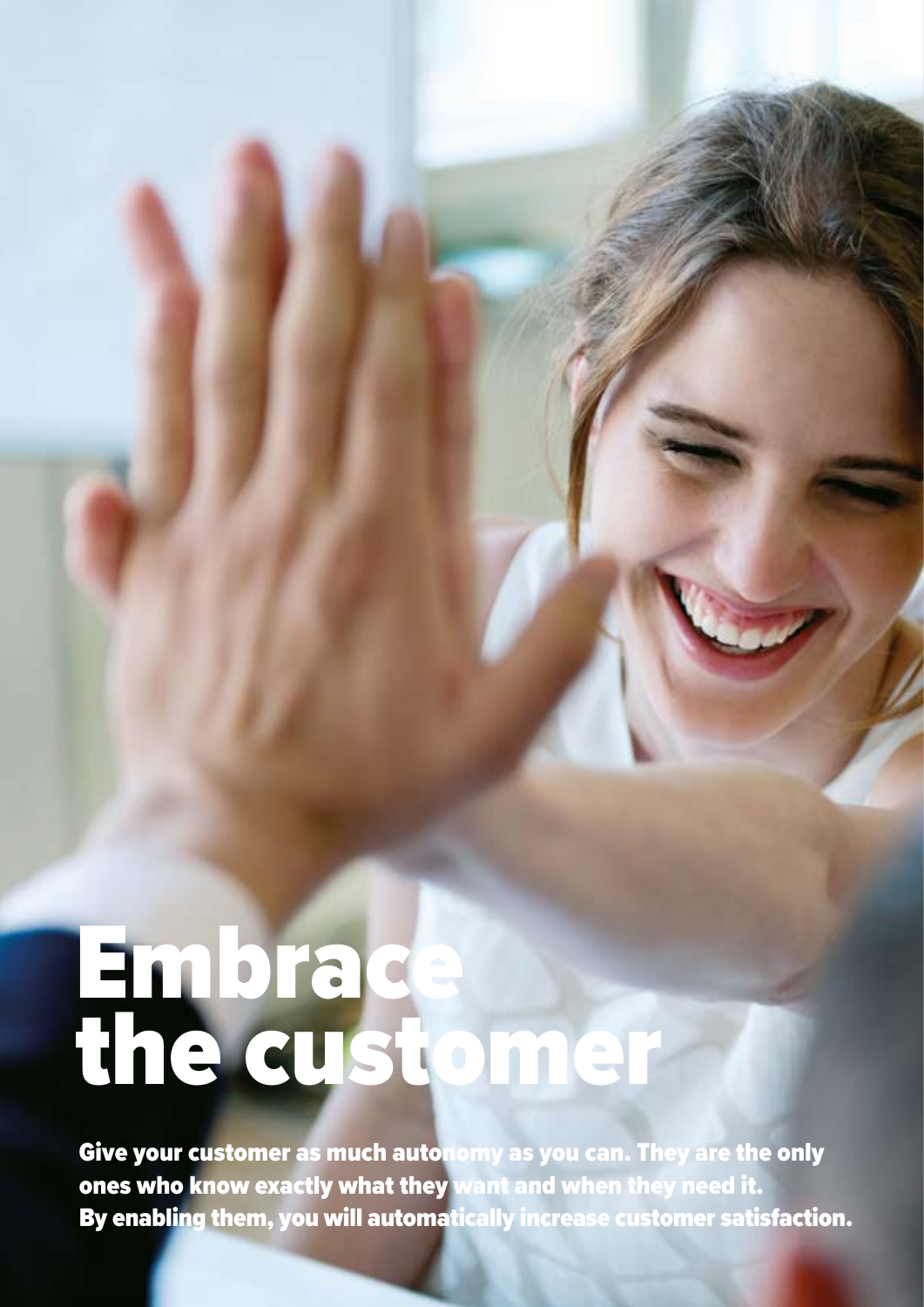# Embrace the customer

**Give your customer as much autonomy as you can. They are the only ones who know exactly what they want and when they need it. By enabling them, you will automatically increase customer satisfaction.**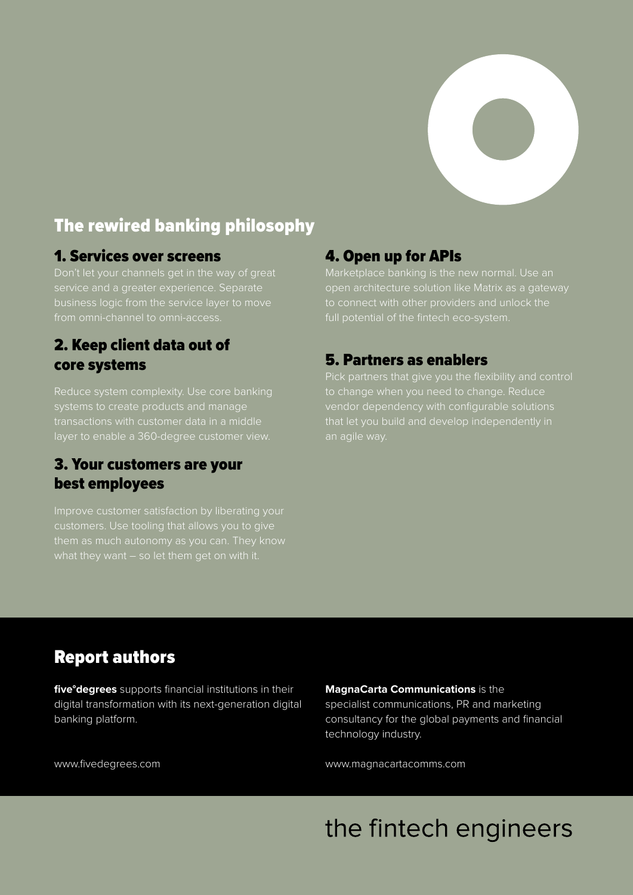## The rewired banking philosophy

### 1. Services over screens

Don't let your channels get in the way of great service and a greater experience. Separate business logic from the service layer to move from omni-channel to omni-access.

### 2. Keep client data out of core systems

Reduce system complexity. Use core banking systems to create products and manage transactions with customer data in a middle layer to enable a 360-degree customer view.

### 3. Your customers are your best employees

Improve customer satisfaction by liberating your customers. Use tooling that allows you to give them as much autonomy as you can. They know what they want – so let them get on with it.

### 4. Open up for APIs

Marketplace banking is the new normal. Use an open architecture solution like Matrix as a gateway to connect with other providers and unlock the full potential of the fintech eco-system.

### 5. Partners as enablers

Pick partners that give you the flexibility and control to change when you need to change. Reduce vendor dependency with configurable solutions that let you build and develop independently in an agile way.

## Report authors

**five°degrees** supports financial institutions in their digital transformation with its next-generation digital banking platform.

www.fivedegrees.com

**MagnaCarta Communications** is the specialist communications, PR and marketing consultancy for the global payments and financial technology industry.

www.magnacartacomms.com

the fintech engineers